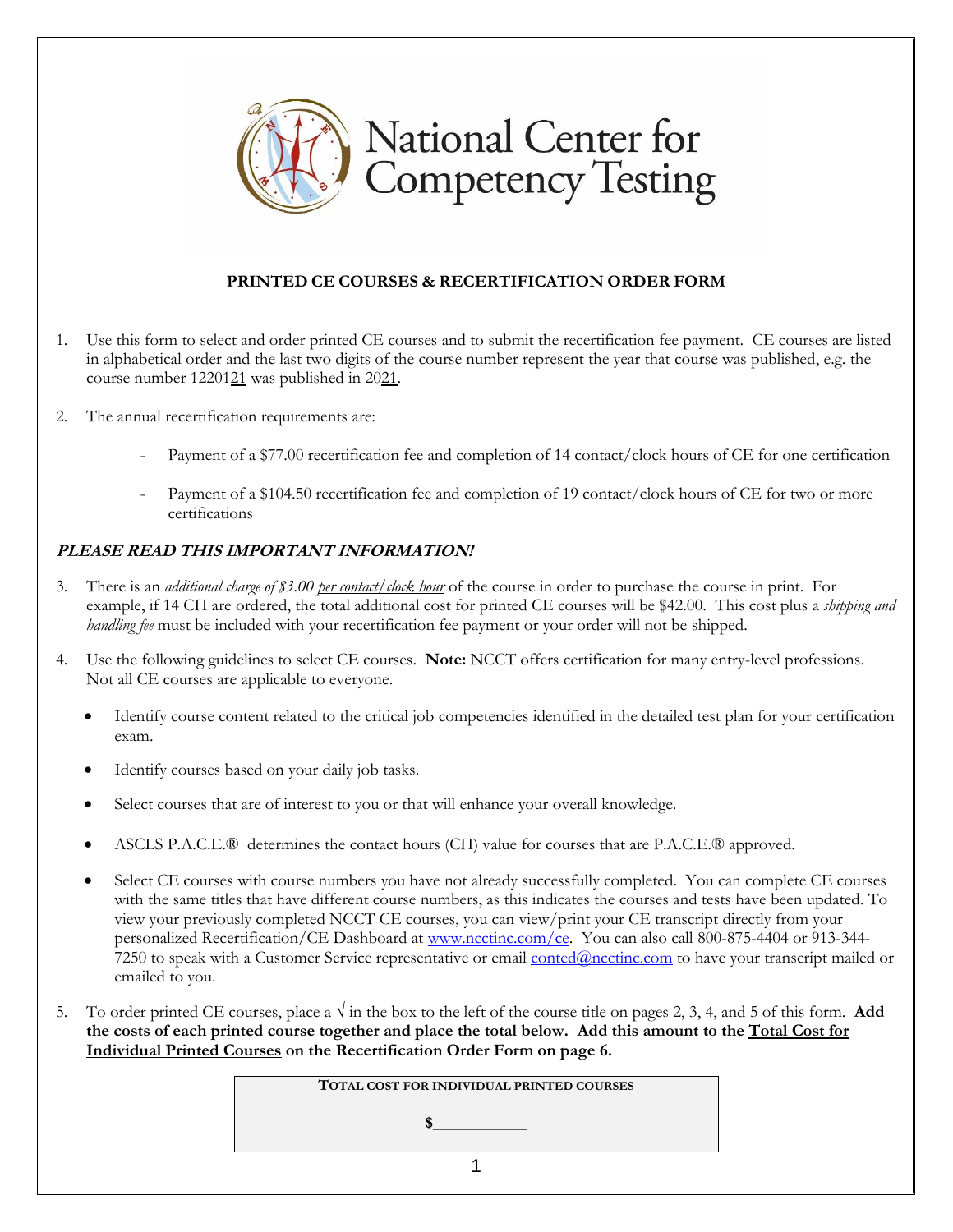# National Center for Competency Testing

## PRINTED CE COURSES & RECERTIFICATION ORDER FORM

1. Use this form to select and order printed CE courses and to submit the recertification fee payment. CE courses are listed in alphabetical order and the last two digits of the course number represent the year that course was published, e.g. the course number 1220121 was published in 2021.

2. The annual recertification requirements are:

   - Payment of a $77.00 recertification fee and completion of 14 contact/clock hours of CE for one certification

   - Payment of a $104.50 recertification fee and completion of 19 contact/clock hours of CE for two or more certifications

***PLEASE READ THIS IMPORTANT INFORMATION!***

3. There is an *additional charge of $3.00* *per contact/clock hour* of the course in order to purchase the course in print. For example, if 14 CH are ordered, the total additional cost for printed CE courses will be $42.00. This cost plus a *shipping and handling fee* must be included with your recertification fee payment or your order will not be shipped.

4. Use the following guidelines to select CE courses. **Note:** NCCT offers certification for many entry-level professions. Not all CE courses are applicable to everyone.

   - Identify course content related to the critical job competencies identified in the detailed test plan for your certification exam.
   - Identify courses based on your daily job tasks.
   - Select courses that are of interest to you or that will enhance your overall knowledge.
   - ASCLS P.A.C.E.® determines the contact hours (CH) value for courses that are P.A.C.E.® approved.
   - Select CE courses with course numbers you have not already successfully completed. You can complete CE courses with the same titles that have different course numbers, as this indicates the courses and tests have been updated. To view your previously completed NCCT CE courses, you can view/print your CE transcript directly from your personalized Recertification/CE Dashboard at www.ncctinc.com/ce. You can also call 800-875-4404 or 913-344-7250 to speak with a Customer Service representative or email conted@ncctinc.com to have your transcript mailed or emailed to you.

5. To order printed CE courses, place a √ in the box to the left of the course title on pages 2, 3, 4, and 5 of this form. **Add the costs of each printed course together and place the total below. Add this amount to the Total Cost for Individual Printed Courses on the Recertification Order Form on page 6.**

| TOTAL COST FOR INDIVIDUAL PRINTED COURSES |
|---|
| $___________ |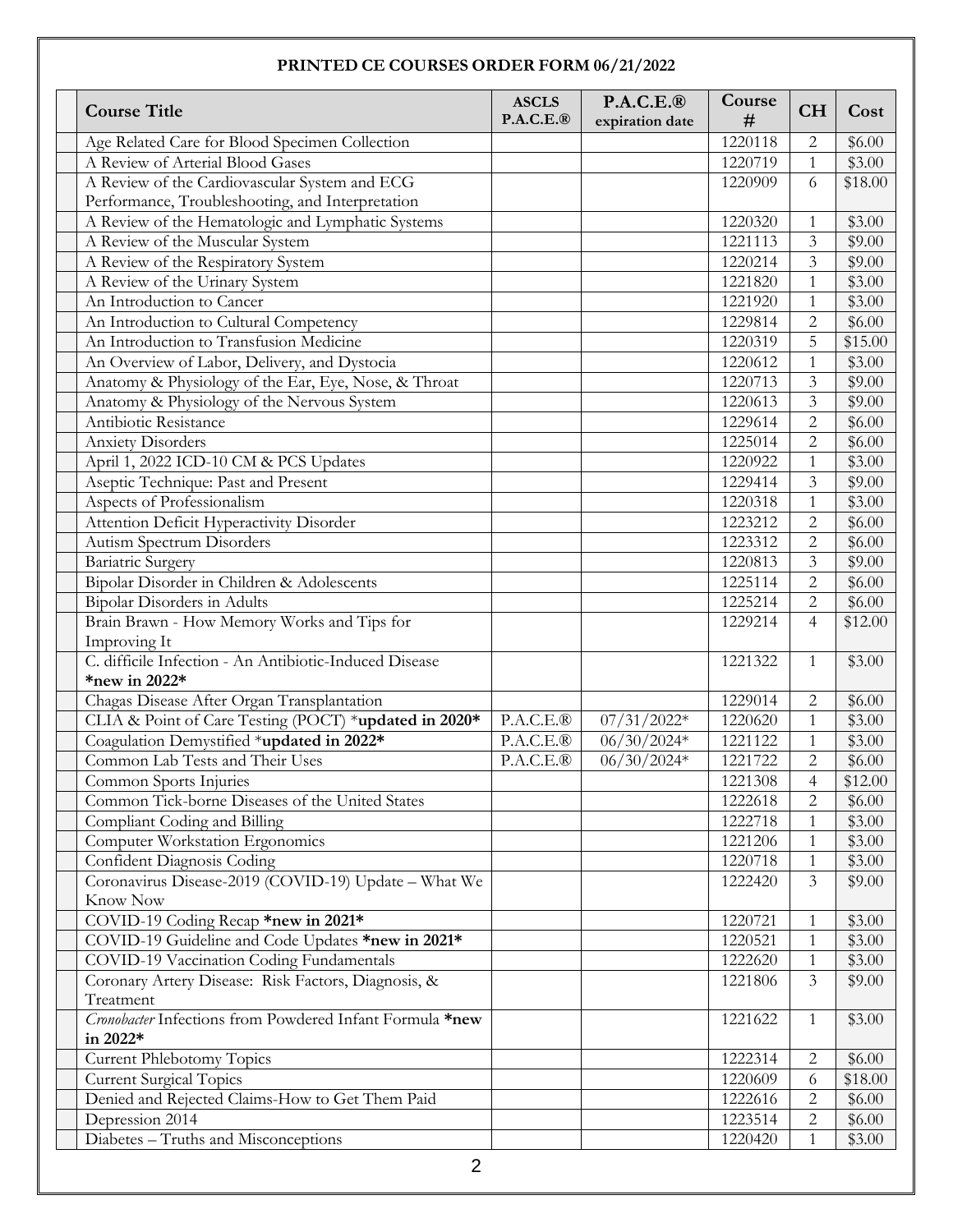**PRINTED CE COURSES ORDER FORM 06/21/2022**

| | Course Title | ASCLS P.A.C.E.® | P.A.C.E.® expiration date | Course # | CH | Cost |
|---|---|---|---|---|---|---|
| | Age Related Care for Blood Specimen Collection | | | 1220118 | 2 | $6.00 |
| | A Review of Arterial Blood Gases | | | 1220719 | 1 | $3.00 |
| | A Review of the Cardiovascular System and ECG Performance, Troubleshooting, and Interpretation | | | 1220909 | 6 | $18.00 |
| | A Review of the Hematologic and Lymphatic Systems | | | 1220320 | 1 | $3.00 |
| | A Review of the Muscular System | | | 1221113 | 3 | $9.00 |
| | A Review of the Respiratory System | | | 1220214 | 3 | $9.00 |
| | A Review of the Urinary System | | | 1221820 | 1 | $3.00 |
| | An Introduction to Cancer | | | 1221920 | 1 | $3.00 |
| | An Introduction to Cultural Competency | | | 1229814 | 2 | $6.00 |
| | An Introduction to Transfusion Medicine | | | 1220319 | 5 | $15.00 |
| | An Overview of Labor, Delivery, and Dystocia | | | 1220612 | 1 | $3.00 |
| | Anatomy & Physiology of the Ear, Eye, Nose, & Throat | | | 1220713 | 3 | $9.00 |
| | Anatomy & Physiology of the Nervous System | | | 1220613 | 3 | $9.00 |
| | Antibiotic Resistance | | | 1229614 | 2 | $6.00 |
| | Anxiety Disorders | | | 1225014 | 2 | $6.00 |
| | April 1, 2022 ICD-10 CM & PCS Updates | | | 1220922 | 1 | $3.00 |
| | Aseptic Technique: Past and Present | | | 1229414 | 3 | $9.00 |
| | Aspects of Professionalism | | | 1220318 | 1 | $3.00 |
| | Attention Deficit Hyperactivity Disorder | | | 1223212 | 2 | $6.00 |
| | Autism Spectrum Disorders | | | 1223312 | 2 | $6.00 |
| | Bariatric Surgery | | | 1220813 | 3 | $9.00 |
| | Bipolar Disorder in Children & Adolescents | | | 1225114 | 2 | $6.00 |
| | Bipolar Disorders in Adults | | | 1225214 | 2 | $6.00 |
| | Brain Brawn - How Memory Works and Tips for Improving It | | | 1229214 | 4 | $12.00 |
| | C. difficile Infection - An Antibiotic-Induced Disease **\*new in 2022\*** | | | 1221322 | 1 | $3.00 |
| | Chagas Disease After Organ Transplantation | | | 1229014 | 2 | $6.00 |
| | CLIA & Point of Care Testing (POCT) \***updated in 2020\*** | P.A.C.E.® | 07/31/2022\* | 1220620 | 1 | $3.00 |
| | Coagulation Demystified \***updated in 2022\*** | P.A.C.E.® | 06/30/2024\* | 1221122 | 1 | $3.00 |
| | Common Lab Tests and Their Uses | P.A.C.E.® | 06/30/2024\* | 1221722 | 2 | $6.00 |
| | Common Sports Injuries | | | 1221308 | 4 | $12.00 |
| | Common Tick-borne Diseases of the United States | | | 1222618 | 2 | $6.00 |
| | Compliant Coding and Billing | | | 1222718 | 1 | $3.00 |
| | Computer Workstation Ergonomics | | | 1221206 | 1 | $3.00 |
| | Confident Diagnosis Coding | | | 1220718 | 1 | $3.00 |
| | Coronavirus Disease-2019 (COVID-19) Update – What We Know Now | | | 1222420 | 3 | $9.00 |
| | COVID-19 Coding Recap **\*new in 2021\*** | | | 1220721 | 1 | $3.00 |
| | COVID-19 Guideline and Code Updates **\*new in 2021\*** | | | 1220521 | 1 | $3.00 |
| | COVID-19 Vaccination Coding Fundamentals | | | 1222620 | 1 | $3.00 |
| | Coronary Artery Disease: Risk Factors, Diagnosis, & Treatment | | | 1221806 | 3 | $9.00 |
| | *Cronobacter* Infections from Powdered Infant Formula **\*new in 2022\*** | | | 1221622 | 1 | $3.00 |
| | Current Phlebotomy Topics | | | 1222314 | 2 | $6.00 |
| | Current Surgical Topics | | | 1220609 | 6 | $18.00 |
| | Denied and Rejected Claims-How to Get Them Paid | | | 1222616 | 2 | $6.00 |
| | Depression 2014 | | | 1223514 | 2 | $6.00 |
| | Diabetes – Truths and Misconceptions | | | 1220420 | 1 | $3.00 |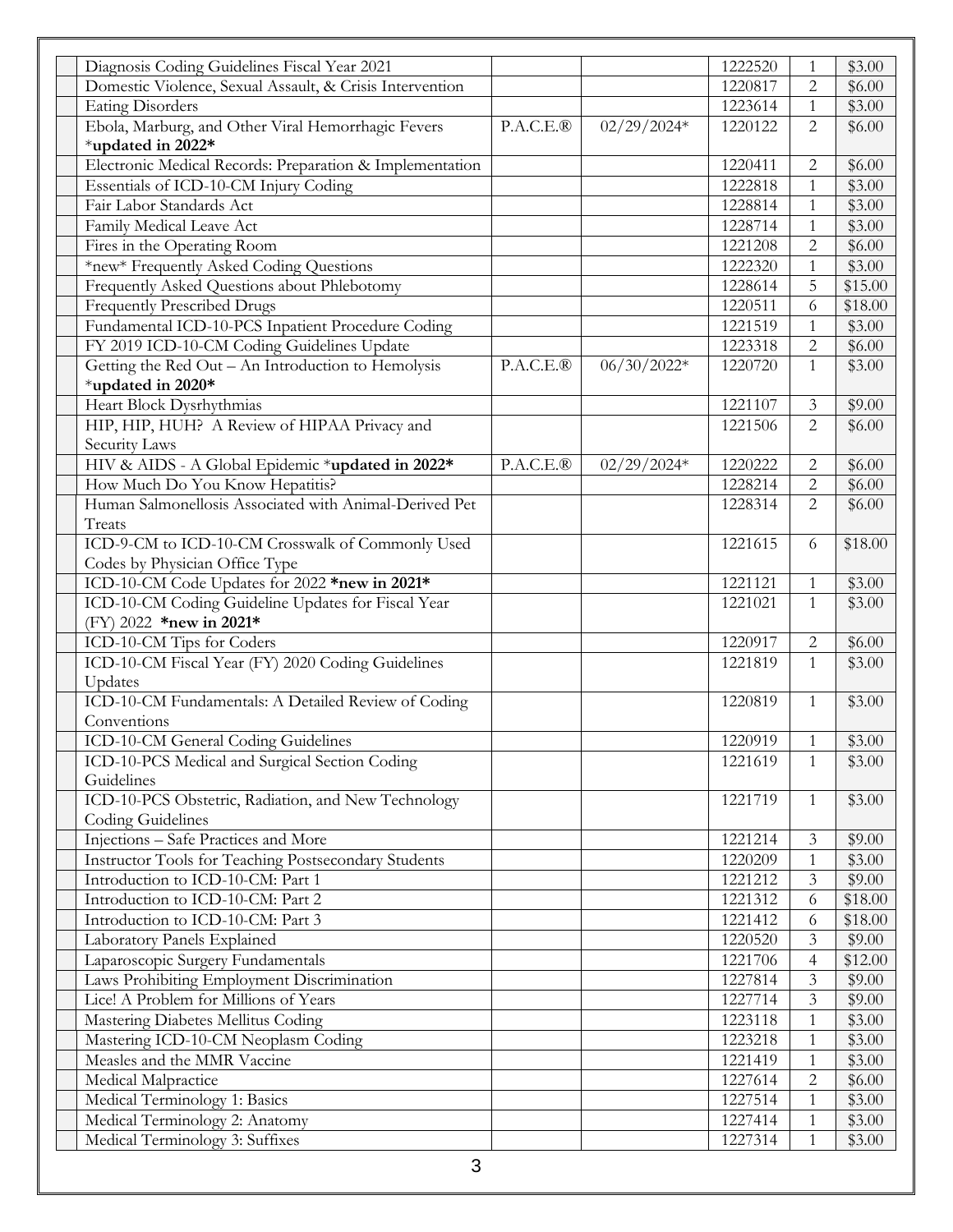|  | Diagnosis Coding Guidelines Fiscal Year 2021 |  |  | 1222520 | 1 | $3.00 |
|---|---|---|---|---|---|---|
|  | Domestic Violence, Sexual Assault, & Crisis Intervention |  |  | 1220817 | 2 | $6.00 |
|  | Eating Disorders |  |  | 1223614 | 1 | $3.00 |
|  | Ebola, Marburg, and Other Viral Hemorrhagic Fevers *updated in 2022* | P.A.C.E.® | 02/29/2024* | 1220122 | 2 | $6.00 |
|  | Electronic Medical Records: Preparation & Implementation |  |  | 1220411 | 2 | $6.00 |
|  | Essentials of ICD-10-CM Injury Coding |  |  | 1222818 | 1 | $3.00 |
|  | Fair Labor Standards Act |  |  | 1228814 | 1 | $3.00 |
|  | Family Medical Leave Act |  |  | 1228714 | 1 | $3.00 |
|  | Fires in the Operating Room |  |  | 1221208 | 2 | $6.00 |
|  | *new* Frequently Asked Coding Questions |  |  | 1222320 | 1 | $3.00 |
|  | Frequently Asked Questions about Phlebotomy |  |  | 1228614 | 5 | $15.00 |
|  | Frequently Prescribed Drugs |  |  | 1220511 | 6 | $18.00 |
|  | Fundamental ICD-10-PCS Inpatient Procedure Coding |  |  | 1221519 | 1 | $3.00 |
|  | FY 2019 ICD-10-CM Coding Guidelines Update |  |  | 1223318 | 2 | $6.00 |
|  | Getting the Red Out – An Introduction to Hemolysis *updated in 2020* | P.A.C.E.® | 06/30/2022* | 1220720 | 1 | $3.00 |
|  | Heart Block Dysrhythmias |  |  | 1221107 | 3 | $9.00 |
|  | HIP, HIP, HUH? A Review of HIPAA Privacy and Security Laws |  |  | 1221506 | 2 | $6.00 |
|  | HIV & AIDS - A Global Epidemic *updated in 2022* | P.A.C.E.® | 02/29/2024* | 1220222 | 2 | $6.00 |
|  | How Much Do You Know Hepatitis? |  |  | 1228214 | 2 | $6.00 |
|  | Human Salmonellosis Associated with Animal-Derived Pet Treats |  |  | 1228314 | 2 | $6.00 |
|  | ICD-9-CM to ICD-10-CM Crosswalk of Commonly Used Codes by Physician Office Type |  |  | 1221615 | 6 | $18.00 |
|  | ICD-10-CM Code Updates for 2022 *new in 2021* |  |  | 1221121 | 1 | $3.00 |
|  | ICD-10-CM Coding Guideline Updates for Fiscal Year (FY) 2022 *new in 2021* |  |  | 1221021 | 1 | $3.00 |
|  | ICD-10-CM Tips for Coders |  |  | 1220917 | 2 | $6.00 |
|  | ICD-10-CM Fiscal Year (FY) 2020 Coding Guidelines Updates |  |  | 1221819 | 1 | $3.00 |
|  | ICD-10-CM Fundamentals: A Detailed Review of Coding Conventions |  |  | 1220819 | 1 | $3.00 |
|  | ICD-10-CM General Coding Guidelines |  |  | 1220919 | 1 | $3.00 |
|  | ICD-10-PCS Medical and Surgical Section Coding Guidelines |  |  | 1221619 | 1 | $3.00 |
|  | ICD-10-PCS Obstetric, Radiation, and New Technology Coding Guidelines |  |  | 1221719 | 1 | $3.00 |
|  | Injections – Safe Practices and More |  |  | 1221214 | 3 | $9.00 |
|  | Instructor Tools for Teaching Postsecondary Students |  |  | 1220209 | 1 | $3.00 |
|  | Introduction to ICD-10-CM: Part 1 |  |  | 1221212 | 3 | $9.00 |
|  | Introduction to ICD-10-CM: Part 2 |  |  | 1221312 | 6 | $18.00 |
|  | Introduction to ICD-10-CM: Part 3 |  |  | 1221412 | 6 | $18.00 |
|  | Laboratory Panels Explained |  |  | 1220520 | 3 | $9.00 |
|  | Laparoscopic Surgery Fundamentals |  |  | 1221706 | 4 | $12.00 |
|  | Laws Prohibiting Employment Discrimination |  |  | 1227814 | 3 | $9.00 |
|  | Lice! A Problem for Millions of Years |  |  | 1227714 | 3 | $9.00 |
|  | Mastering Diabetes Mellitus Coding |  |  | 1223118 | 1 | $3.00 |
|  | Mastering ICD-10-CM Neoplasm Coding |  |  | 1223218 | 1 | $3.00 |
|  | Measles and the MMR Vaccine |  |  | 1221419 | 1 | $3.00 |
|  | Medical Malpractice |  |  | 1227614 | 2 | $6.00 |
|  | Medical Terminology 1: Basics |  |  | 1227514 | 1 | $3.00 |
|  | Medical Terminology 2: Anatomy |  |  | 1227414 | 1 | $3.00 |
|  | Medical Terminology 3: Suffixes |  |  | 1227314 | 1 | $3.00 |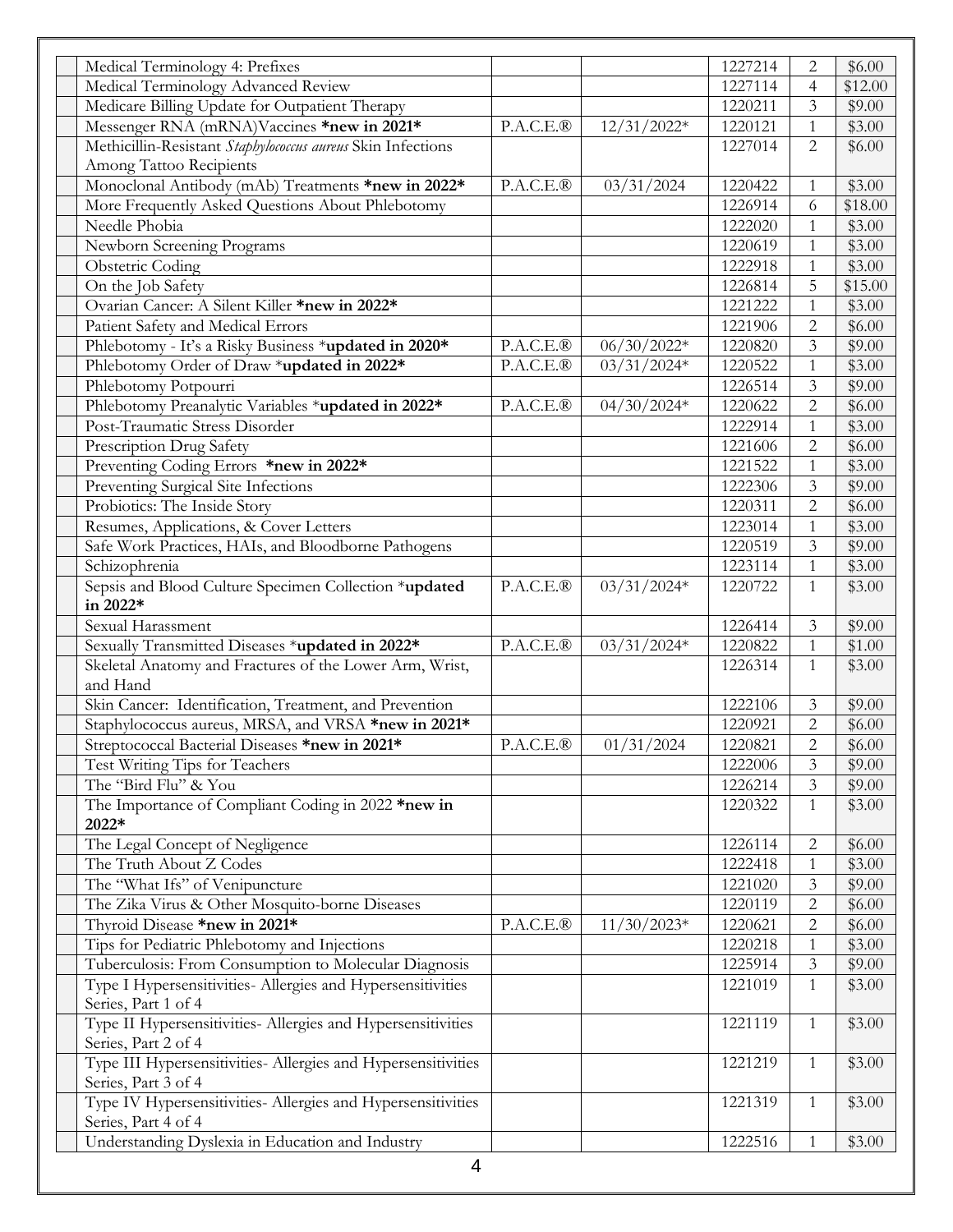| | | | | | | |
|---|---|---|---|---|---|---|
| | Medical Terminology 4: Prefixes | | | 1227214 | 2 | $6.00 |
| | Medical Terminology Advanced Review | | | 1227114 | 4 | $12.00 |
| | Medicare Billing Update for Outpatient Therapy | | | 1220211 | 3 | $9.00 |
| | Messenger RNA (mRNA)Vaccines **\*new in 2021\*** | P.A.C.E.® | 12/31/2022* | 1220121 | 1 | $3.00 |
| | Methicillin-Resistant *Staphylococcus aureus* Skin Infections Among Tattoo Recipients | | | 1227014 | 2 | $6.00 |
| | Monoclonal Antibody (mAb) Treatments **\*new in 2022\*** | P.A.C.E.® | 03/31/2024 | 1220422 | 1 | $3.00 |
| | More Frequently Asked Questions About Phlebotomy | | | 1226914 | 6 | $18.00 |
| | Needle Phobia | | | 1222020 | 1 | $3.00 |
| | Newborn Screening Programs | | | 1220619 | 1 | $3.00 |
| | Obstetric Coding | | | 1222918 | 1 | $3.00 |
| | On the Job Safety | | | 1226814 | 5 | $15.00 |
| | Ovarian Cancer: A Silent Killer **\*new in 2022\*** | | | 1221222 | 1 | $3.00 |
| | Patient Safety and Medical Errors | | | 1221906 | 2 | $6.00 |
| | Phlebotomy - It's a Risky Business \***updated in 2020\*** | P.A.C.E.® | 06/30/2022* | 1220820 | 3 | $9.00 |
| | Phlebotomy Order of Draw \***updated in 2022\*** | P.A.C.E.® | 03/31/2024* | 1220522 | 1 | $3.00 |
| | Phlebotomy Potpourri | | | 1226514 | 3 | $9.00 |
| | Phlebotomy Preanalytic Variables \***updated in 2022\*** | P.A.C.E.® | 04/30/2024* | 1220622 | 2 | $6.00 |
| | Post-Traumatic Stress Disorder | | | 1222914 | 1 | $3.00 |
| | Prescription Drug Safety | | | 1221606 | 2 | $6.00 |
| | Preventing Coding Errors **\*new in 2022\*** | | | 1221522 | 1 | $3.00 |
| | Preventing Surgical Site Infections | | | 1222306 | 3 | $9.00 |
| | Probiotics: The Inside Story | | | 1220311 | 2 | $6.00 |
| | Resumes, Applications, & Cover Letters | | | 1223014 | 1 | $3.00 |
| | Safe Work Practices, HAIs, and Bloodborne Pathogens | | | 1220519 | 3 | $9.00 |
| | Schizophrenia | | | 1223114 | 1 | $3.00 |
| | Sepsis and Blood Culture Specimen Collection \***updated in 2022\*** | P.A.C.E.® | 03/31/2024* | 1220722 | 1 | $3.00 |
| | Sexual Harassment | | | 1226414 | 3 | $9.00 |
| | Sexually Transmitted Diseases \***updated in 2022\*** | P.A.C.E.® | 03/31/2024* | 1220822 | 1 | $1.00 |
| | Skeletal Anatomy and Fractures of the Lower Arm, Wrist, and Hand | | | 1226314 | 1 | $3.00 |
| | Skin Cancer: Identification, Treatment, and Prevention | | | 1222106 | 3 | $9.00 |
| | Staphylococcus aureus, MRSA, and VRSA **\*new in 2021\*** | | | 1220921 | 2 | $6.00 |
| | Streptococcal Bacterial Diseases **\*new in 2021\*** | P.A.C.E.® | 01/31/2024 | 1220821 | 2 | $6.00 |
| | Test Writing Tips for Teachers | | | 1222006 | 3 | $9.00 |
| | The "Bird Flu" & You | | | 1226214 | 3 | $9.00 |
| | The Importance of Compliant Coding in 2022 **\*new in 2022\*** | | | 1220322 | 1 | $3.00 |
| | The Legal Concept of Negligence | | | 1226114 | 2 | $6.00 |
| | The Truth About Z Codes | | | 1222418 | 1 | $3.00 |
| | The "What Ifs" of Venipuncture | | | 1221020 | 3 | $9.00 |
| | The Zika Virus & Other Mosquito-borne Diseases | | | 1220119 | 2 | $6.00 |
| | Thyroid Disease **\*new in 2021\*** | P.A.C.E.® | 11/30/2023* | 1220621 | 2 | $6.00 |
| | Tips for Pediatric Phlebotomy and Injections | | | 1220218 | 1 | $3.00 |
| | Tuberculosis: From Consumption to Molecular Diagnosis | | | 1225914 | 3 | $9.00 |
| | Type I Hypersensitivities- Allergies and Hypersensitivities Series, Part 1 of 4 | | | 1221019 | 1 | $3.00 |
| | Type II Hypersensitivities- Allergies and Hypersensitivities Series, Part 2 of 4 | | | 1221119 | 1 | $3.00 |
| | Type III Hypersensitivities- Allergies and Hypersensitivities Series, Part 3 of 4 | | | 1221219 | 1 | $3.00 |
| | Type IV Hypersensitivities- Allergies and Hypersensitivities Series, Part 4 of 4 | | | 1221319 | 1 | $3.00 |
| | Understanding Dyslexia in Education and Industry | | | 1222516 | 1 | $3.00 |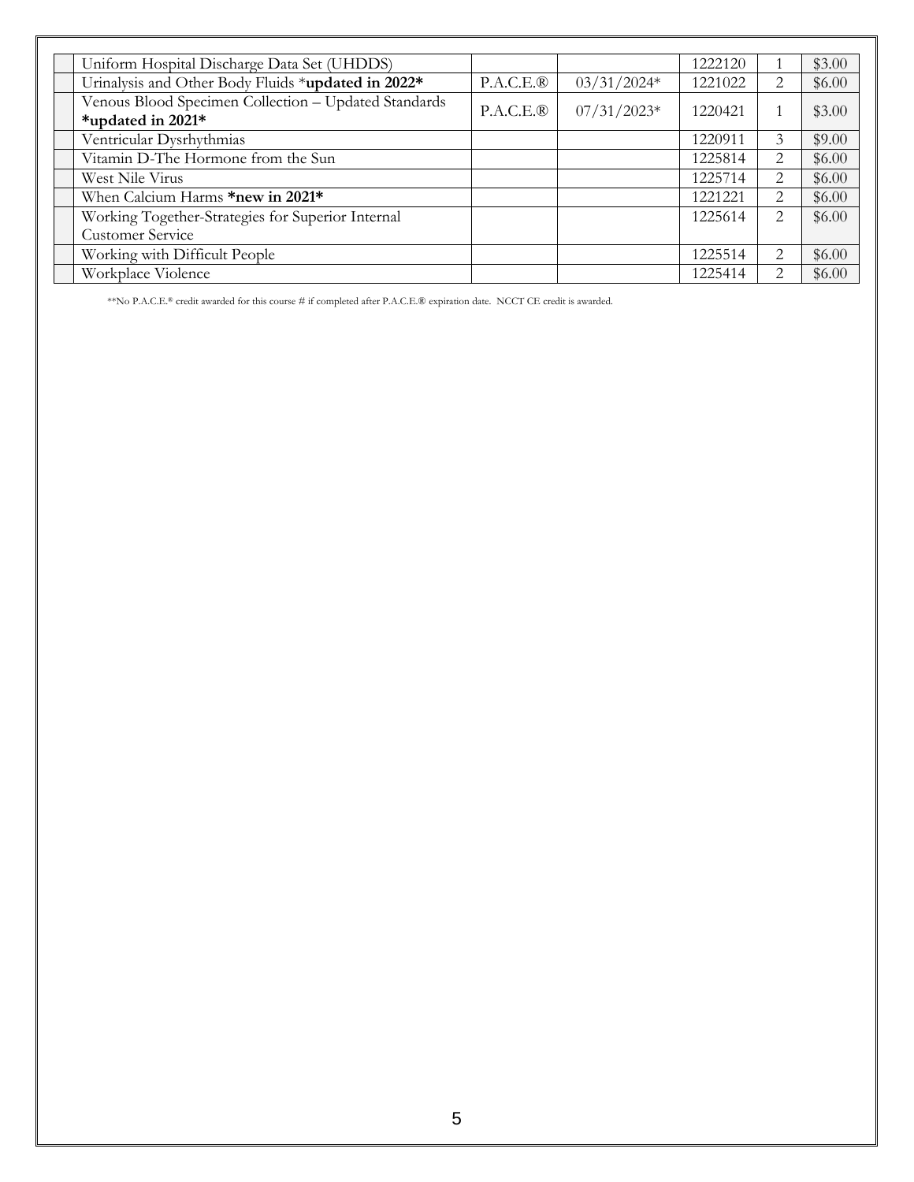| | | | | | | |
|---|---|---|---|---|---|---|
| | Uniform Hospital Discharge Data Set (UHDDS) | | | 1222120 | 1 | $3.00 |
| | Urinalysis and Other Body Fluids ***updated in 2022*** | P.A.C.E.® | 03/31/2024* | 1221022 | 2 | $6.00 |
| | Venous Blood Specimen Collection – Updated Standards ***updated in 2021*** | P.A.C.E.® | 07/31/2023* | 1220421 | 1 | $3.00 |
| | Ventricular Dysrhythmias | | | 1220911 | 3 | $9.00 |
| | Vitamin D-The Hormone from the Sun | | | 1225814 | 2 | $6.00 |
| | West Nile Virus | | | 1225714 | 2 | $6.00 |
| | When Calcium Harms ***new in 2021*** | | | 1221221 | 2 | $6.00 |
| | Working Together-Strategies for Superior Internal Customer Service | | | 1225614 | 2 | $6.00 |
| | Working with Difficult People | | | 1225514 | 2 | $6.00 |
| | Workplace Violence | | | 1225414 | 2 | $6.00 |

**No P.A.C.E.® credit awarded for this course # if completed after P.A.C.E.® expiration date. NCCT CE credit is awarded.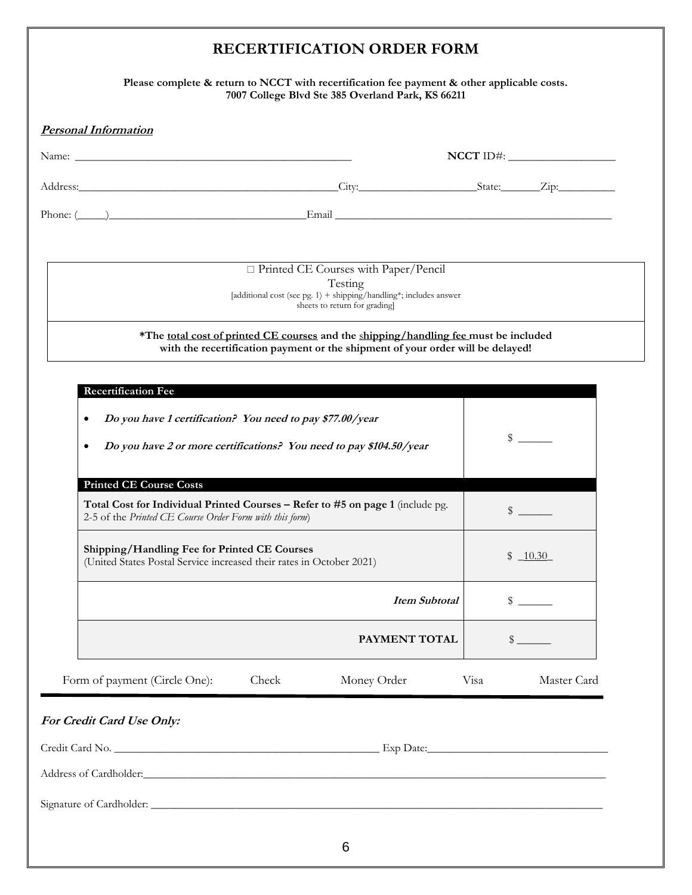# RECERTIFICATION ORDER FORM

**Please complete & return to NCCT with recertification fee payment & other applicable costs.**
**7007 College Blvd Ste 385 Overland Park, KS 66211**

***Personal Information***

Name: ______________________________________________ **NCCT** ID#: ________________

Address:____________________________________________City:___________________State:_______Zip:__________

Phone: (_____)__________________________________Email ______________________________________________

| |
|---|
| □ Printed CE Courses with Paper/Pencil Testing<br>[additional cost (see pg. 1) + shipping/handling*; includes answer sheets to return for grading] |
| **\*The <u>total cost of printed CE courses</u> and the <u>shipping/handling fee</u> must be included with the recertification payment or the shipment of your order will be delayed!** |

| **Recertification Fee** | |
|---|---|
| • ***Do you have 1 certification? You need to pay $77.00/year***<br>• ***Do you have 2 or more certifications? You need to pay $104.50/year*** | $ ______ |
| **Printed CE Course Costs** | |
| **Total Cost for Individual Printed Courses – Refer to #5 on page 1** (include pg. 2-5 of the *Printed CE Course Order Form with this form*) | $ ______ |
| **Shipping/Handling Fee for Printed CE Courses**<br>(United States Postal Service increased their rates in October 2021) | $ _10.30_ |
| ***Item Subtotal*** | $ ______ |
| **PAYMENT TOTAL** | $ ______ |

Form of payment (Circle One): Check Money Order Visa Master Card

***For Credit Card Use Only:***

Credit Card No. ______________________________________________ Exp Date:______________________________

Address of Cardholder:______________________________________________________________________________

Signature of Cardholder: ____________________________________________________________________________